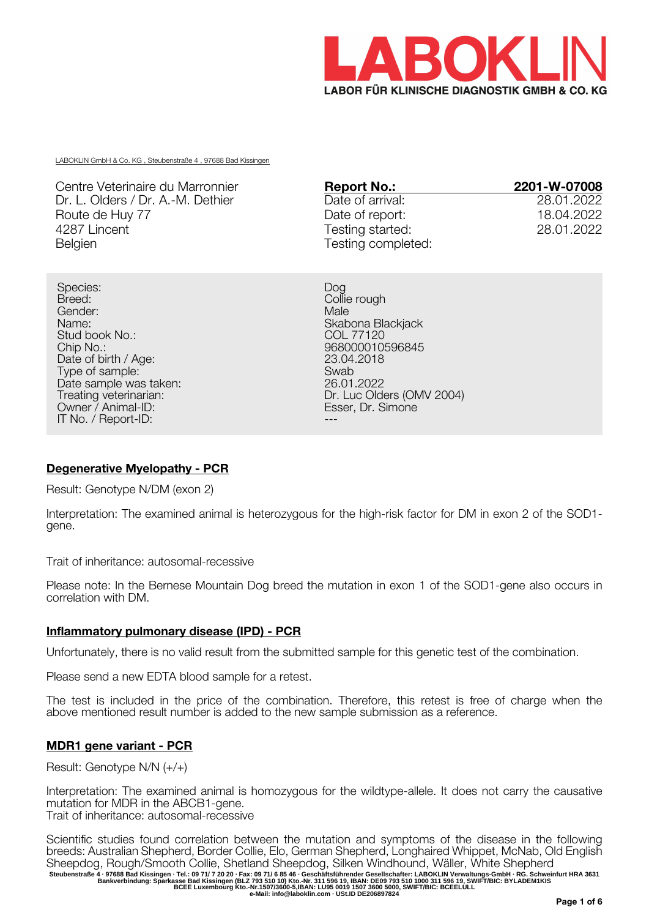# LABOKLIN

**LABOR FÜR KLINISCHE DIAGNOSTIK GMBH & CO. KG**

LABOKLIN GmbH & Co. KG , Steubenstraße 4 , 97688 Bad Kissingen

Centre Veterinaire du Marronnier
Dr. L. Olders / Dr. A.-M. Dethier
Route de Huy 77
4287 Lincent
Belgien

| **Report No.:** | **2201-W-07008** |
|---|---|
| Date of arrival: | 28.01.2022 |
| Date of report: | 18.04.2022 |
| Testing started: | 28.01.2022 |
| Testing completed: | |

| | |
|---|---|
| Species: | Dog |
| Breed: | Collie rough |
| Gender: | Male |
| Name: | Skabona Blackjack |
| Stud book No.: | COL 77120 |
| Chip No.: | 968000010596845 |
| Date of birth / Age: | 23.04.2018 |
| Type of sample: | Swab |
| Date sample was taken: | 26.01.2022 |
| Treating veterinarian: | Dr. Luc Olders (OMV 2004) |
| Owner / Animal-ID: | Esser, Dr. Simone |
| IT No. / Report-ID: | --- |

## Degenerative Myelopathy - PCR

Result: Genotype N/DM (exon 2)

Interpretation: The examined animal is heterozygous for the high-risk factor for DM in exon 2 of the SOD1-gene.

Trait of inheritance: autosomal-recessive

Please note: In the Bernese Mountain Dog breed the mutation in exon 1 of the SOD1-gene also occurs in correlation with DM.

## Inflammatory pulmonary disease (IPD) - PCR

Unfortunately, there is no valid result from the submitted sample for this genetic test of the combination.

Please send a new EDTA blood sample for a retest.

The test is included in the price of the combination. Therefore, this retest is free of charge when the above mentioned result number is added to the new sample submission as a reference.

## MDR1 gene variant - PCR

Result: Genotype N/N (+/+)

Interpretation: The examined animal is homozygous for the wildtype-allele. It does not carry the causative mutation for MDR in the ABCB1-gene.
Trait of inheritance: autosomal-recessive

Scientific studies found correlation between the mutation and symptoms of the disease in the following breeds: Australian Shepherd, Border Collie, Elo, German Shepherd, Longhaired Whippet, McNab, Old English Sheepdog, Rough/Smooth Collie, Shetland Sheepdog, Silken Windhound, Wäller, White Shepherd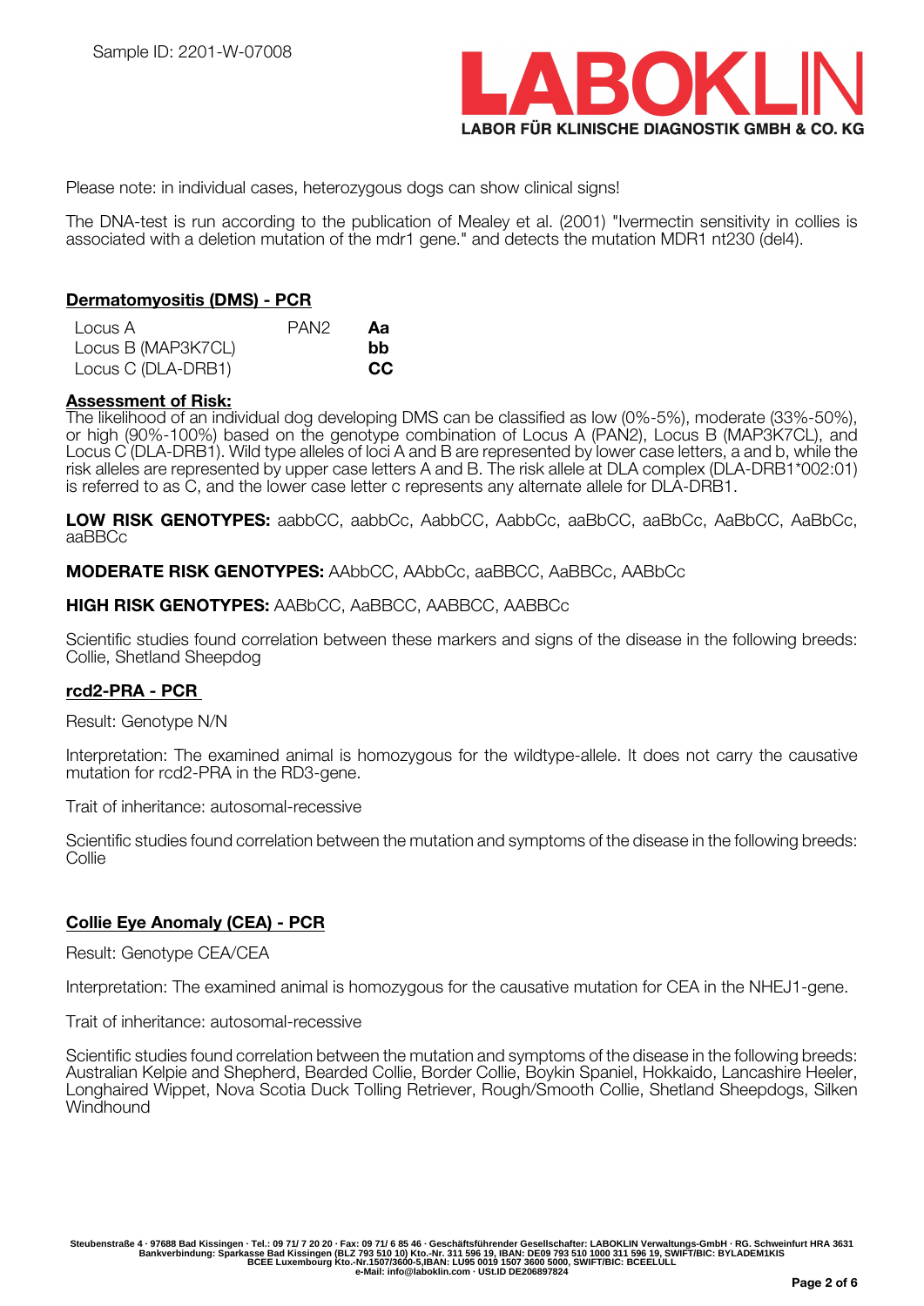Sample ID: 2201-W-07008

Please note: in individual cases, heterozygous dogs can show clinical signs!

The DNA-test is run according to the publication of Mealey et al. (2001) "Ivermectin sensitivity in collies is associated with a deletion mutation of the mdr1 gene." and detects the mutation MDR1 nt230 (del4).

## Dermatomyositis (DMS) - PCR

| | | |
|---|---|---|
| Locus A | PAN2 | **Aa** |
| Locus B (MAP3K7CL) | | **bb** |
| Locus C (DLA-DRB1) | | **CC** |

**Assessment of Risk:**
The likelihood of an individual dog developing DMS can be classified as low (0%-5%), moderate (33%-50%), or high (90%-100%) based on the genotype combination of Locus A (PAN2), Locus B (MAP3K7CL), and Locus C (DLA-DRB1). Wild type alleles of loci A and B are represented by lower case letters, a and b, while the risk alleles are represented by upper case letters A and B. The risk allele at DLA complex (DLA-DRB1*002:01) is referred to as C, and the lower case letter c represents any alternate allele for DLA-DRB1.

**LOW RISK GENOTYPES:** aabbCC, aabbCc, AabbCC, AabbCc, aaBbCC, aaBbCc, AaBbCC, AaBbCc, aaBBCc

**MODERATE RISK GENOTYPES:** AAbbCC, AAbbCc, aaBBCC, AaBBCc, AABbCc

**HIGH RISK GENOTYPES:** AABbCC, AaBBCC, AABBCC, AABBCc

Scientific studies found correlation between these markers and signs of the disease in the following breeds: Collie, Shetland Sheepdog

## rcd2-PRA - PCR

Result: Genotype N/N

Interpretation: The examined animal is homozygous for the wildtype-allele. It does not carry the causative mutation for rcd2-PRA in the RD3-gene.

Trait of inheritance: autosomal-recessive

Scientific studies found correlation between the mutation and symptoms of the disease in the following breeds: Collie

## Collie Eye Anomaly (CEA) - PCR

Result: Genotype CEA/CEA

Interpretation: The examined animal is homozygous for the causative mutation for CEA in the NHEJ1-gene.

Trait of inheritance: autosomal-recessive

Scientific studies found correlation between the mutation and symptoms of the disease in the following breeds: Australian Kelpie and Shepherd, Bearded Collie, Border Collie, Boykin Spaniel, Hokkaido, Lancashire Heeler, Longhaired Wippet, Nova Scotia Duck Tolling Retriever, Rough/Smooth Collie, Shetland Sheepdogs, Silken Windhound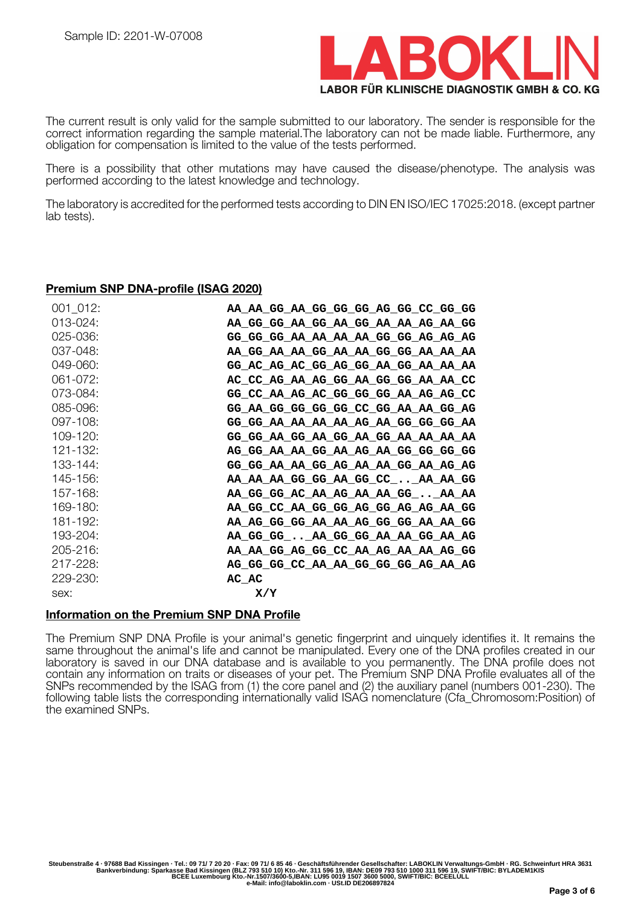Sample ID: 2201-W-07008

**LABOKLIN**
**LABOR FÜR KLINISCHE DIAGNOSTIK GMBH & CO. KG**

The current result is only valid for the sample submitted to our laboratory. The sender is responsible for the correct information regarding the sample material.The laboratory can not be made liable. Furthermore, any obligation for compensation is limited to the value of the tests performed.

There is a possibility that other mutations may have caused the disease/phenotype. The analysis was performed according to the latest knowledge and technology.

The laboratory is accredited for the performed tests according to DIN EN ISO/IEC 17025:2018. (except partner lab tests).

**Premium SNP DNA-profile (ISAG 2020)**

| | |
|---|---|
| 001_012: | **AA_AA_GG_AA_GG_GG_GG_AG_GG_CC_GG_GG** |
| 013-024: | **AA_GG_GG_AA_GG_AA_GG_AA_AA_AG_AA_GG** |
| 025-036: | **GG_GG_GG_AA_AA_AA_AA_GG_GG_AG_AG_AG** |
| 037-048: | **AA_GG_AA_AA_GG_AA_AA_GG_GG_AA_AA_AA** |
| 049-060: | **GG_AC_AG_AC_GG_AG_GG_AA_GG_AA_AA_AA** |
| 061-072: | **AC_CC_AG_AA_AG_GG_AA_GG_GG_AA_AA_CC** |
| 073-084: | **GG_CC_AA_AG_AC_GG_GG_GG_AA_AG_AG_CC** |
| 085-096: | **GG_AA_GG_GG_GG_GG_CC_GG_AA_AA_GG_AG** |
| 097-108: | **GG_GG_AA_AA_AA_AA_AG_AA_GG_GG_GG_AA** |
| 109-120: | **GG_GG_AA_GG_AA_GG_AA_GG_AA_AA_AA_AA** |
| 121-132: | **AG_GG_AA_AA_GG_AA_AG_AA_GG_GG_GG_GG** |
| 133-144: | **GG_GG_AA_AA_GG_AG_AA_AA_GG_AA_AG_AG** |
| 145-156: | **AA_AA_AA_GG_GG_AA_GG_CC_.._AA_AA_GG** |
| 157-168: | **AA_GG_GG_AC_AA_AG_AA_AA_GG_.._AA_AA** |
| 169-180: | **AA_GG_CC_AA_GG_GG_AG_GG_AG_AG_AA_GG** |
| 181-192: | **AA_AG_GG_GG_AA_AA_AG_GG_GG_AA_AA_GG** |
| 193-204: | **AA_GG_GG_.._AA_GG_GG_AA_AA_GG_AA_AG** |
| 205-216: | **AA_AA_GG_AG_GG_CC_AA_AG_AA_AA_AG_GG** |
| 217-228: | **AG_GG_GG_CC_AA_AA_GG_GG_GG_AG_AA_AG** |
| 229-230: | **AC_AC** |
| sex: | **X/Y** |

**Information on the Premium SNP DNA Profile**

The Premium SNP DNA Profile is your animal's genetic fingerprint and uinquely identifies it. It remains the same throughout the animal's life and cannot be manipulated. Every one of the DNA profiles created in our laboratory is saved in our DNA database and is available to you permanently. The DNA profile does not contain any information on traits or diseases of your pet. The Premium SNP DNA Profile evaluates all of the SNPs recommended by the ISAG from (1) the core panel and (2) the auxiliary panel (numbers 001-230). The following table lists the corresponding internationally valid ISAG nomenclature (Cfa_Chromosom:Position) of the examined SNPs.

Steubenstraße 4 · 97688 Bad Kissingen · Tel.: 09 71/ 7 20 20 · Fax: 09 71/ 6 85 46 · Geschäftsführender Gesellschafter: LABOKLIN Verwaltungs-GmbH · RG. Schweinfurt HRA 3631
Bankverbindung: Sparkasse Bad Kissingen (BLZ 793 510 10) Kto.-Nr. 311 596 19, IBAN: DE09 793 510 1000 311 596 19, SWIFT/BIC: BYLADEM1KIS
BCEE Luxembourg Kto.-Nr.1507/3600-5,IBAN: LU95 0019 1507 3600 5000, SWIFT/BIC: BCEELULL
e-Mail: info@laboklin.com · USt.ID DE206897824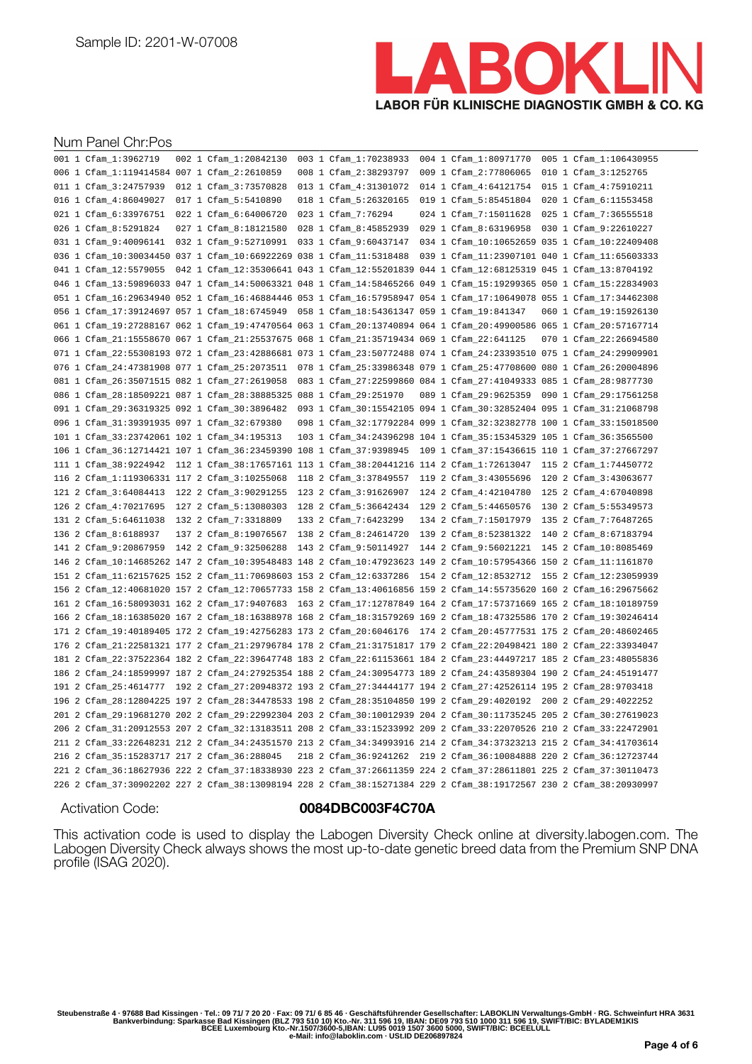Sample ID: 2201-W-07008

LABOKLIN
LABOR FÜR KLINISCHE DIAGNOSTIK GMBH & CO. KG

Num Panel Chr:Pos

```
001 1 Cfam_1:3962719   002 1 Cfam_1:20842130  003 1 Cfam_1:70238933  004 1 Cfam_1:80971770  005 1 Cfam_1:106430955
006 1 Cfam_1:119414584 007 1 Cfam_2:2610859   008 1 Cfam_2:38293797  009 1 Cfam_2:77806065  010 1 Cfam_3:1252765
011 1 Cfam_3:24757939  012 1 Cfam_3:73570828  013 1 Cfam_4:31301072  014 1 Cfam_4:64121754  015 1 Cfam_4:75910211
016 1 Cfam_4:86049027  017 1 Cfam_5:5410890   018 1 Cfam_5:26320165  019 1 Cfam_5:85451804  020 1 Cfam_6:11553458
021 1 Cfam_6:33976751  022 1 Cfam_6:64006720  023 1 Cfam_7:76294     024 1 Cfam_7:15011628  025 1 Cfam_7:36555518
026 1 Cfam_8:5291824   027 1 Cfam_8:18121580  028 1 Cfam_8:45852939  029 1 Cfam_8:63196958  030 1 Cfam_9:22610227
031 1 Cfam_9:40096141  032 1 Cfam_9:52710991  033 1 Cfam_9:60437147  034 1 Cfam_10:10652659 035 1 Cfam_10:22409408
036 1 Cfam_10:30034450 037 1 Cfam_10:66922269 038 1 Cfam_11:5318488  039 1 Cfam_11:23907101 040 1 Cfam_11:65603333
041 1 Cfam_12:5579055  042 1 Cfam_12:35306641 043 1 Cfam_12:55201839 044 1 Cfam_12:68125319 045 1 Cfam_13:8704192
046 1 Cfam_13:59896033 047 1 Cfam_14:50063321 048 1 Cfam_14:58465266 049 1 Cfam_15:19299365 050 1 Cfam_15:22834903
051 1 Cfam_16:29634940 052 1 Cfam_16:46884446 053 1 Cfam_16:57958947 054 1 Cfam_17:10649078 055 1 Cfam_17:34462308
056 1 Cfam_17:39124697 057 1 Cfam_18:6745949  058 1 Cfam_18:54361347 059 1 Cfam_19:841347   060 1 Cfam_19:15926130
061 1 Cfam_19:27288167 062 1 Cfam_19:47470564 063 1 Cfam_20:13740894 064 1 Cfam_20:49900586 065 1 Cfam_20:57167714
066 1 Cfam_21:15558670 067 1 Cfam_21:25537675 068 1 Cfam_21:35719434 069 1 Cfam_22:641125   070 1 Cfam_22:26694580
071 1 Cfam_22:55308193 072 1 Cfam_23:42886681 073 1 Cfam_23:50772488 074 1 Cfam_24:23393510 075 1 Cfam_24:29909901
076 1 Cfam_24:47381908 077 1 Cfam_25:2073511  078 1 Cfam_25:33986348 079 1 Cfam_25:47708600 080 1 Cfam_26:20004896
081 1 Cfam_26:35071515 082 1 Cfam_27:2619058  083 1 Cfam_27:22599860 084 1 Cfam_27:41049333 085 1 Cfam_28:9877730
086 1 Cfam_28:18509221 087 1 Cfam_28:38885325 088 1 Cfam_29:251970   089 1 Cfam_29:9625359  090 1 Cfam_29:17561258
091 1 Cfam_29:36319325 092 1 Cfam_30:3896482  093 1 Cfam_30:15542105 094 1 Cfam_30:32852404 095 1 Cfam_31:21068798
096 1 Cfam_31:39391935 097 1 Cfam_32:679380   098 1 Cfam_32:17792284 099 1 Cfam_32:32382778 100 1 Cfam_33:15018500
101 1 Cfam_33:23742061 102 1 Cfam_34:195313   103 1 Cfam_34:24396298 104 1 Cfam_35:15345329 105 1 Cfam_36:3565500
106 1 Cfam_36:12714421 107 1 Cfam_36:23459390 108 1 Cfam_37:9398945  109 1 Cfam_37:15436615 110 1 Cfam_37:27667297
111 1 Cfam_38:9224942  112 1 Cfam_38:17657161 113 1 Cfam_38:20441216 114 2 Cfam_1:72613047  115 2 Cfam_1:74450772
116 2 Cfam_1:119306331 117 2 Cfam_3:10255068  118 2 Cfam_3:37849557  119 2 Cfam_3:43055696  120 2 Cfam_3:43063677
121 2 Cfam_3:64084413  122 2 Cfam_3:90291255  123 2 Cfam_3:91626907  124 2 Cfam_4:42104780  125 2 Cfam_4:67040898
126 2 Cfam_4:70217695  127 2 Cfam_5:13080303  128 2 Cfam_5:36642434  129 2 Cfam_5:44650576  130 2 Cfam_5:55349573
131 2 Cfam_5:64611038  132 2 Cfam_7:3318809   133 2 Cfam_7:6423299   134 2 Cfam_7:15017979  135 2 Cfam_7:76487265
136 2 Cfam_8:6188937   137 2 Cfam_8:19076567  138 2 Cfam_8:24614720  139 2 Cfam_8:52381322  140 2 Cfam_8:67183794
141 2 Cfam_9:20867959  142 2 Cfam_9:32506288  143 2 Cfam_9:50114927  144 2 Cfam_9:56021221  145 2 Cfam_10:8085469
146 2 Cfam_10:14685262 147 2 Cfam_10:39548483 148 2 Cfam_10:47923623 149 2 Cfam_10:57954366 150 2 Cfam_11:1161870
151 2 Cfam_11:62157625 152 2 Cfam_11:70698603 153 2 Cfam_12:6337286  154 2 Cfam_12:8532712  155 2 Cfam_12:23059939
156 2 Cfam_12:40681020 157 2 Cfam_12:70657733 158 2 Cfam_13:40616856 159 2 Cfam_14:55735620 160 2 Cfam_16:29675662
161 2 Cfam_16:58093031 162 2 Cfam_17:9407683  163 2 Cfam_17:12787849 164 2 Cfam_17:57371669 165 2 Cfam_18:10189759
166 2 Cfam_18:16385020 167 2 Cfam_18:16388978 168 2 Cfam_18:31579269 169 2 Cfam_18:47325586 170 2 Cfam_19:30246414
171 2 Cfam_19:40189405 172 2 Cfam_19:42756283 173 2 Cfam_20:6046176  174 2 Cfam_20:45777531 175 2 Cfam_20:48602465
176 2 Cfam_21:22581321 177 2 Cfam_21:29796784 178 2 Cfam_21:31751817 179 2 Cfam_22:20498421 180 2 Cfam_22:33934047
181 2 Cfam_22:37522364 182 2 Cfam_22:39647748 183 2 Cfam_22:61153661 184 2 Cfam_23:44497217 185 2 Cfam_23:48055836
186 2 Cfam_24:18599997 187 2 Cfam_24:27925354 188 2 Cfam_24:30954773 189 2 Cfam_24:43589304 190 2 Cfam_24:45191477
191 2 Cfam_25:4614777  192 2 Cfam_27:20948372 193 2 Cfam_27:34444177 194 2 Cfam_27:42526114 195 2 Cfam_28:9703418
196 2 Cfam_28:12804225 197 2 Cfam_28:34478533 198 2 Cfam_28:35104850 199 2 Cfam_29:4020192  200 2 Cfam_29:4022252
201 2 Cfam_29:19681270 202 2 Cfam_29:22992304 203 2 Cfam_30:10012939 204 2 Cfam_30:11735245 205 2 Cfam_30:27619023
206 2 Cfam_31:20912553 207 2 Cfam_32:13183511 208 2 Cfam_33:15233992 209 2 Cfam_33:22070526 210 2 Cfam_33:22472901
211 2 Cfam_33:22648231 212 2 Cfam_34:24351570 213 2 Cfam_34:34993916 214 2 Cfam_34:37323213 215 2 Cfam_34:41703614
216 2 Cfam_35:15283717 217 2 Cfam_36:288045   218 2 Cfam_36:9241262  219 2 Cfam_36:10084888 220 2 Cfam_36:12723744
221 2 Cfam_36:18627936 222 2 Cfam_37:18338930 223 2 Cfam_37:26611359 224 2 Cfam_37:28611801 225 2 Cfam_37:30110473
226 2 Cfam_37:30902202 227 2 Cfam_38:13098194 228 2 Cfam_38:15271384 229 2 Cfam_38:19172567 230 2 Cfam_38:20930997
```

Activation Code: **0084DBC003F4C70A**

This activation code is used to display the Labogen Diversity Check online at diversity.labogen.com. The Labogen Diversity Check always shows the most up-to-date genetic breed data from the Premium SNP DNA profile (ISAG 2020).

Steubenstraße 4 · 97688 Bad Kissingen · Tel.: 09 71/ 7 20 20 · Fax: 09 71/ 6 85 46 · Geschäftsführender Gesellschafter: LABOKLIN Verwaltungs-GmbH · RG. Schweinfurt HRA 3631
Bankverbindung: Sparkasse Bad Kissingen (BLZ 793 510 10) Kto.-Nr. 311 596 19, IBAN: DE09 793 510 1000 311 596 19, SWIFT/BIC: BYLADEM1KIS
BCEE Luxembourg Kto.-Nr.1507/3600-5,IBAN: LU95 0019 1507 3600 5000, SWIFT/BIC: BCEELULL
e-Mail: info@laboklin.com · USt.ID DE206897824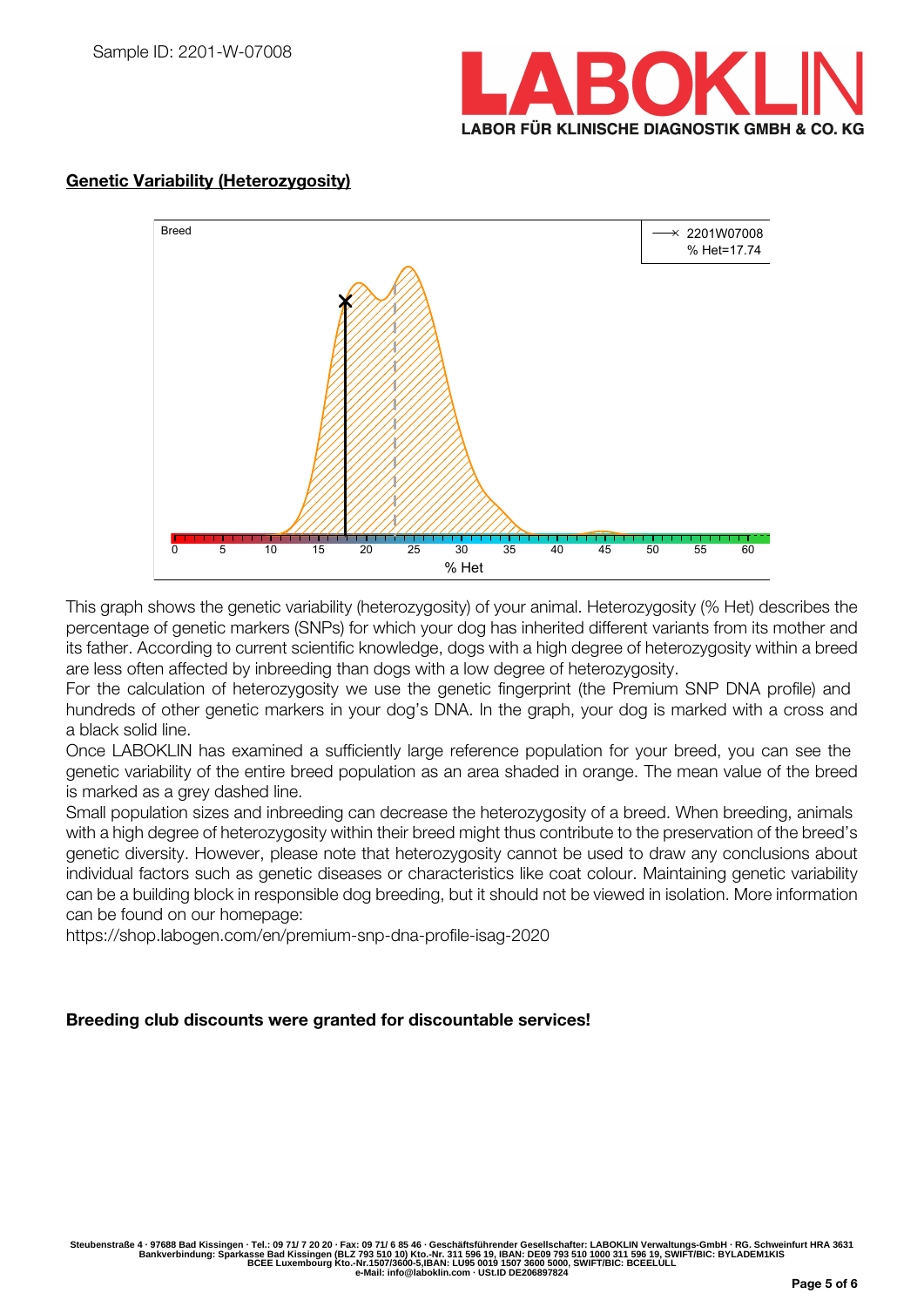Sample ID: 2201-W-07008

## Genetic Variability (Heterozygosity)

Breed

2201W07008
% Het=17.74

0 5 10 15 20 25 30 35 40 45 50 55 60

% Het

This graph shows the genetic variability (heterozygosity) of your animal. Heterozygosity (% Het) describes the percentage of genetic markers (SNPs) for which your dog has inherited different variants from its mother and its father. According to current scientific knowledge, dogs with a high degree of heterozygosity within a breed are less often affected by inbreeding than dogs with a low degree of heterozygosity.
For the calculation of heterozygosity we use the genetic fingerprint (the Premium SNP DNA profile) and hundreds of other genetic markers in your dog's DNA. In the graph, your dog is marked with a cross and a black solid line.
Once LABOKLIN has examined a sufficiently large reference population for your breed, you can see the genetic variability of the entire breed population as an area shaded in orange. The mean value of the breed is marked as a grey dashed line.
Small population sizes and inbreeding can decrease the heterozygosity of a breed. When breeding, animals with a high degree of heterozygosity within their breed might thus contribute to the preservation of the breed's genetic diversity. However, please note that heterozygosity cannot be used to draw any conclusions about individual factors such as genetic diseases or characteristics like coat colour. Maintaining genetic variability can be a building block in responsible dog breeding, but it should not be viewed in isolation. More information can be found on our homepage:
https://shop.labogen.com/en/premium-snp-dna-profile-isag-2020

**Breeding club discounts were granted for discountable services!**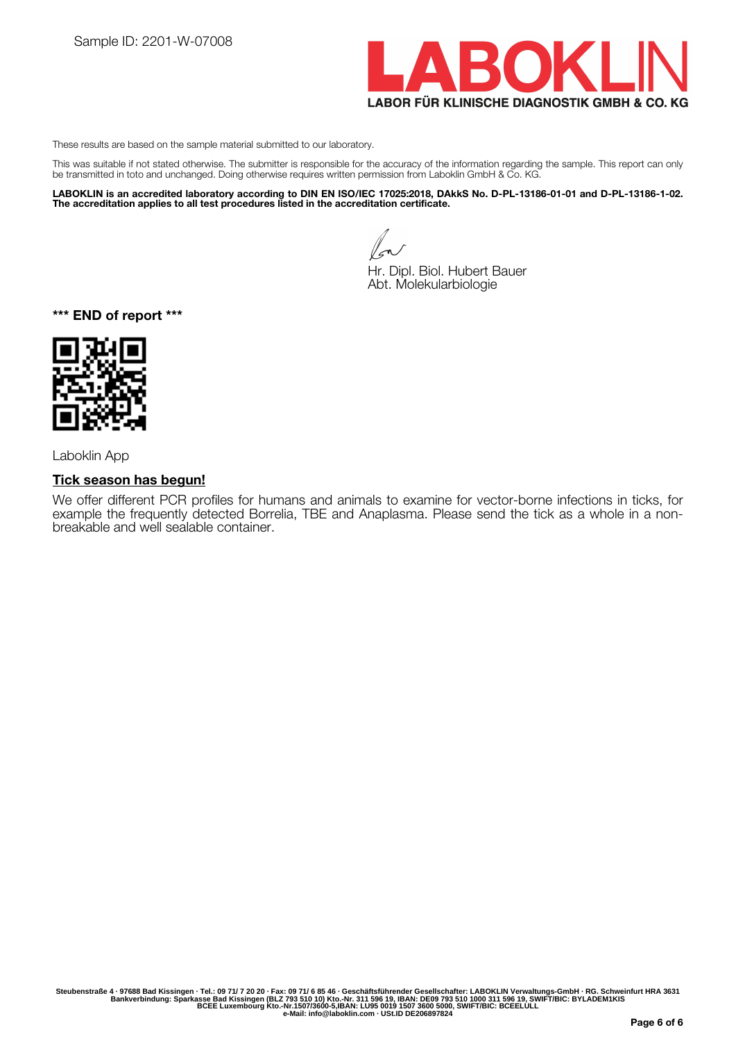Sample ID: 2201-W-07008

**LABOKLIN**
**LABOR FÜR KLINISCHE DIAGNOSTIK GMBH & CO. KG**

These results are based on the sample material submitted to our laboratory.

This was suitable if not stated otherwise. The submitter is responsible for the accuracy of the information regarding the sample. This report can only be transmitted in toto and unchanged. Doing otherwise requires written permission from Laboklin GmbH & Co. KG.

**LABOKLIN is an accredited laboratory according to DIN EN ISO/IEC 17025:2018, DAkkS No. D-PL-13186-01-01 and D-PL-13186-1-02. The accreditation applies to all test procedures listed in the accreditation certificate.**

Hr. Dipl. Biol. Hubert Bauer
Abt. Molekularbiologie

**\*\*\* END of report \*\*\***

Laboklin App

## Tick season has begun!

We offer different PCR profiles for humans and animals to examine for vector-borne infections in ticks, for example the frequently detected Borrelia, TBE and Anaplasma. Please send the tick as a whole in a non-breakable and well sealable container.

**Steubenstraße 4 · 97688 Bad Kissingen · Tel.: 09 71/ 7 20 20 · Fax: 09 71/ 6 85 46 · Geschäftsführender Gesellschafter: LABOKLIN Verwaltungs-GmbH · RG. Schweinfurt HRA 3631**
**Bankverbindung: Sparkasse Bad Kissingen (BLZ 793 510 10) Kto.-Nr. 311 596 19, IBAN: DE09 793 510 1000 311 596 19, SWIFT/BIC: BYLADEM1KIS**
**BCEE Luxembourg Kto.-Nr.1507/3600-5,IBAN: LU95 0019 1507 3600 5000, SWIFT/BIC: BCEELULL**
**e-Mail: info@laboklin.com · USt.ID DE206897824**